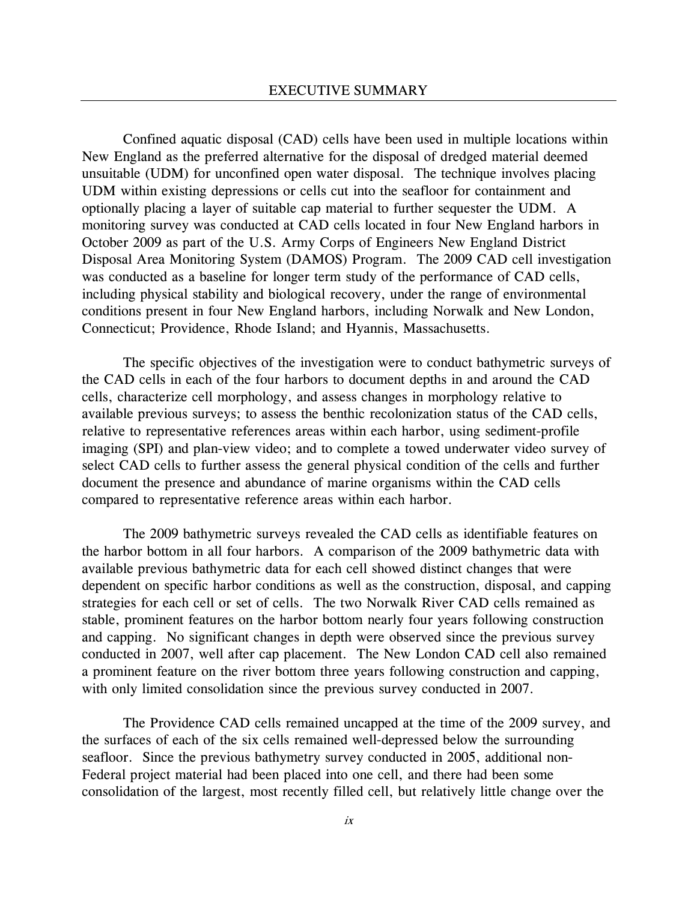# EXECUTIVE SUMMARY

Confined aquatic disposal (CAD) cells have been used in multiple locations within New England as the preferred alternative for the disposal of dredged material deemed unsuitable (UDM) for unconfined open water disposal. The technique involves placing UDM within existing depressions or cells cut into the seafloor for containment and optionally placing a layer of suitable cap material to further sequester the UDM. A monitoring survey was conducted at CAD cells located in four New England harbors in October 2009 as part of the U.S. Army Corps of Engineers New England District Disposal Area Monitoring System (DAMOS) Program. The 2009 CAD cell investigation was conducted as a baseline for longer term study of the performance of CAD cells, including physical stability and biological recovery, under the range of environmental conditions present in four New England harbors, including Norwalk and New London, Connecticut; Providence, Rhode Island; and Hyannis, Massachusetts.

The specific objectives of the investigation were to conduct bathymetric surveys of the CAD cells in each of the four harbors to document depths in and around the CAD cells, characterize cell morphology, and assess changes in morphology relative to available previous surveys; to assess the benthic recolonization status of the CAD cells, relative to representative references areas within each harbor, using sediment-profile imaging (SPI) and plan-view video; and to complete a towed underwater video survey of select CAD cells to further assess the general physical condition of the cells and further document the presence and abundance of marine organisms within the CAD cells compared to representative reference areas within each harbor.

The 2009 bathymetric surveys revealed the CAD cells as identifiable features on the harbor bottom in all four harbors. A comparison of the 2009 bathymetric data with available previous bathymetric data for each cell showed distinct changes that were dependent on specific harbor conditions as well as the construction, disposal, and capping strategies for each cell or set of cells. The two Norwalk River CAD cells remained as stable, prominent features on the harbor bottom nearly four years following construction and capping. No significant changes in depth were observed since the previous survey conducted in 2007, well after cap placement. The New London CAD cell also remained a prominent feature on the river bottom three years following construction and capping, with only limited consolidation since the previous survey conducted in 2007.

The Providence CAD cells remained uncapped at the time of the 2009 survey, and the surfaces of each of the six cells remained well-depressed below the surrounding seafloor. Since the previous bathymetry survey conducted in 2005, additional non-Federal project material had been placed into one cell, and there had been some consolidation of the largest, most recently filled cell, but relatively little change over the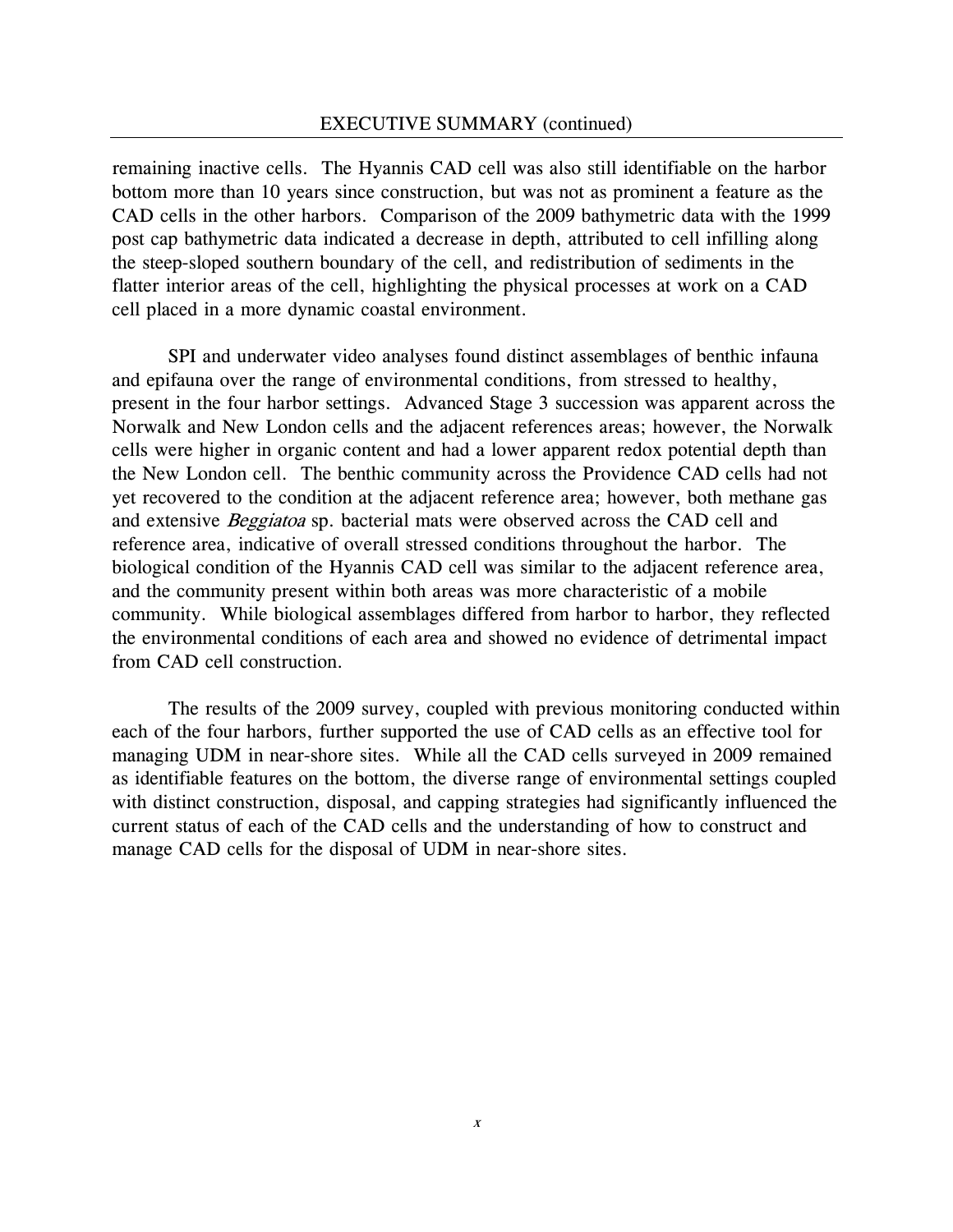remaining inactive cells. The Hyannis CAD cell was also still identifiable on the harbor bottom more than 10 years since construction, but was not as prominent a feature as the CAD cells in the other harbors. Comparison of the 2009 bathymetric data with the 1999 post cap bathymetric data indicated a decrease in depth, attributed to cell infilling along the steep-sloped southern boundary of the cell, and redistribution of sediments in the flatter interior areas of the cell, highlighting the physical processes at work on a CAD cell placed in a more dynamic coastal environment.

SPI and underwater video analyses found distinct assemblages of benthic infauna and epifauna over the range of environmental conditions, from stressed to healthy, present in the four harbor settings. Advanced Stage 3 succession was apparent across the Norwalk and New London cells and the adjacent references areas; however, the Norwalk cells were higher in organic content and had a lower apparent redox potential depth than the New London cell. The benthic community across the Providence CAD cells had not yet recovered to the condition at the adjacent reference area; however, both methane gas and extensive *Beggiatoa* sp. bacterial mats were observed across the CAD cell and reference area, indicative of overall stressed conditions throughout the harbor. The biological condition of the Hyannis CAD cell was similar to the adjacent reference area, and the community present within both areas was more characteristic of a mobile community. While biological assemblages differed from harbor to harbor, they reflected the environmental conditions of each area and showed no evidence of detrimental impact from CAD cell construction.

The results of the 2009 survey, coupled with previous monitoring conducted within each of the four harbors, further supported the use of CAD cells as an effective tool for managing UDM in near-shore sites. While all the CAD cells surveyed in 2009 remained as identifiable features on the bottom, the diverse range of environmental settings coupled with distinct construction, disposal, and capping strategies had significantly influenced the current status of each of the CAD cells and the understanding of how to construct and manage CAD cells for the disposal of UDM in near-shore sites.